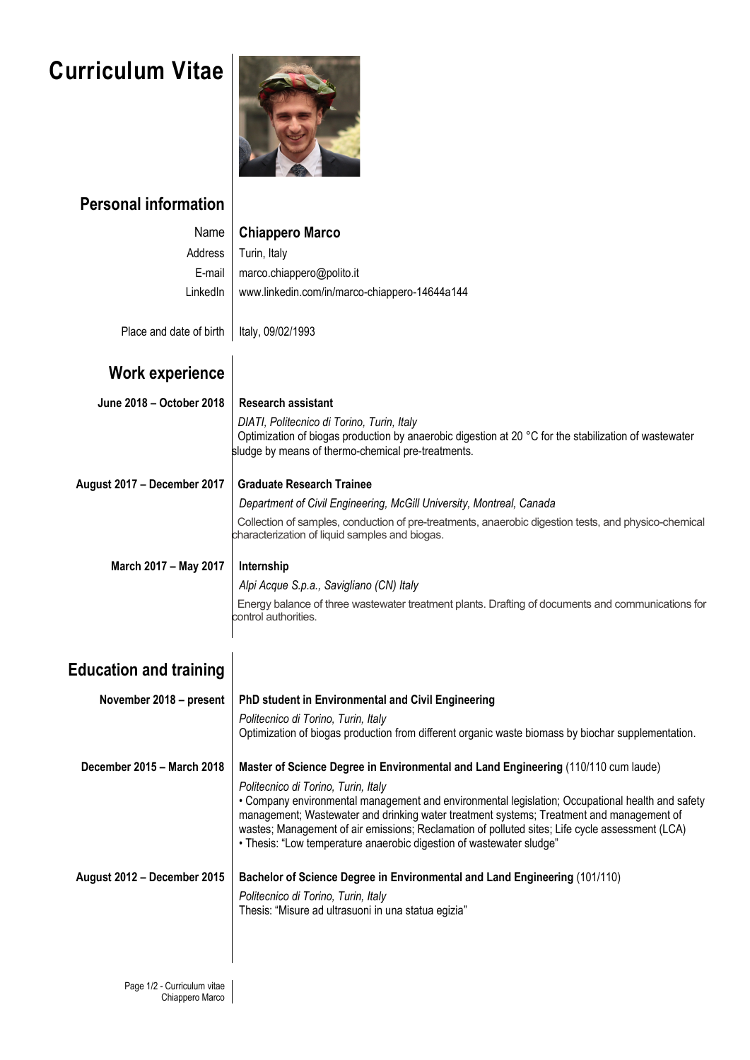# Curriculum Vitae

## Personal information

| | |
|---|---|
| Name | **Chiappero Marco** |
| Address | Turin, Italy |
| E-mail | marco.chiappero@polito.it |
| LinkedIn | www.linkedin.com/in/marco-chiappero-14644a144 |
| Place and date of birth | Italy, 09/02/1993 |

## Work experience

**June 2018 – October 2018**

**Research assistant**

*DIATI, Politecnico di Torino, Turin, Italy*

Optimization of biogas production by anaerobic digestion at 20 °C for the stabilization of wastewater sludge by means of thermo-chemical pre-treatments.

**August 2017 – December 2017**

**Graduate Research Trainee**

*Department of Civil Engineering, McGill University, Montreal, Canada*

Collection of samples, conduction of pre-treatments, anaerobic digestion tests, and physico-chemical characterization of liquid samples and biogas.

**March 2017 – May 2017**

**Internship**

*Alpi Acque S.p.a., Savigliano (CN) Italy*

Energy balance of three wastewater treatment plants. Drafting of documents and communications for control authorities.

## Education and training

**November 2018 – present**

**PhD student in Environmental and Civil Engineering**

*Politecnico di Torino, Turin, Italy*

Optimization of biogas production from different organic waste biomass by biochar supplementation.

**December 2015 – March 2018**

**Master of Science Degree in Environmental and Land Engineering** (110/110 cum laude)

*Politecnico di Torino, Turin, Italy*

- Company environmental management and environmental legislation; Occupational health and safety management; Wastewater and drinking water treatment systems; Treatment and management of wastes; Management of air emissions; Reclamation of polluted sites; Life cycle assessment (LCA)
- Thesis: "Low temperature anaerobic digestion of wastewater sludge"

**August 2012 – December 2015**

**Bachelor of Science Degree in Environmental and Land Engineering** (101/110)

*Politecnico di Torino, Turin, Italy*

Thesis: "Misure ad ultrasuoni in una statua egizia"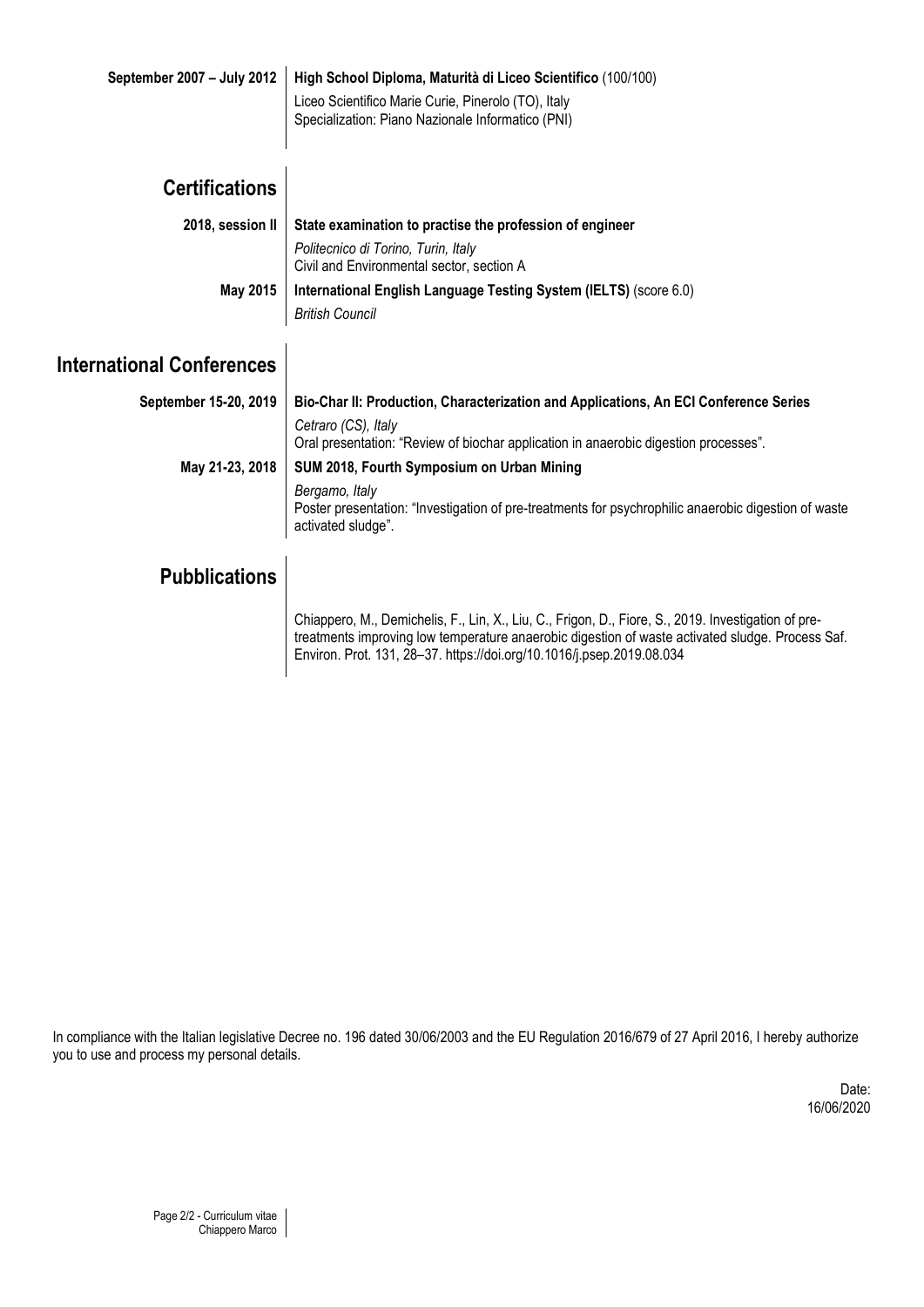**September 2007 – July 2012** | **High School Diploma, Maturità di Liceo Scientifico** (100/100)
Liceo Scientifico Marie Curie, Pinerolo (TO), Italy
Specialization: Piano Nazionale Informatico (PNI)

## Certifications

**2018, session II** | **State examination to practise the profession of engineer**
*Politecnico di Torino, Turin, Italy*
Civil and Environmental sector, section A

**May 2015** | **International English Language Testing System (IELTS)** (score 6.0)
*British Council*

## International Conferences

**September 15-20, 2019** | **Bio-Char II: Production, Characterization and Applications, An ECI Conference Series**
*Cetraro (CS), Italy*
Oral presentation: "Review of biochar application in anaerobic digestion processes".

**May 21-23, 2018** | **SUM 2018, Fourth Symposium on Urban Mining**
*Bergamo, Italy*
Poster presentation: "Investigation of pre-treatments for psychrophilic anaerobic digestion of waste activated sludge".

## Pubblications

Chiappero, M., Demichelis, F., Lin, X., Liu, C., Frigon, D., Fiore, S., 2019. Investigation of pre-treatments improving low temperature anaerobic digestion of waste activated sludge. Process Saf. Environ. Prot. 131, 28–37. https://doi.org/10.1016/j.psep.2019.08.034

In compliance with the Italian legislative Decree no. 196 dated 30/06/2003 and the EU Regulation 2016/679 of 27 April 2016, I hereby authorize you to use and process my personal details.

Date:
16/06/2020